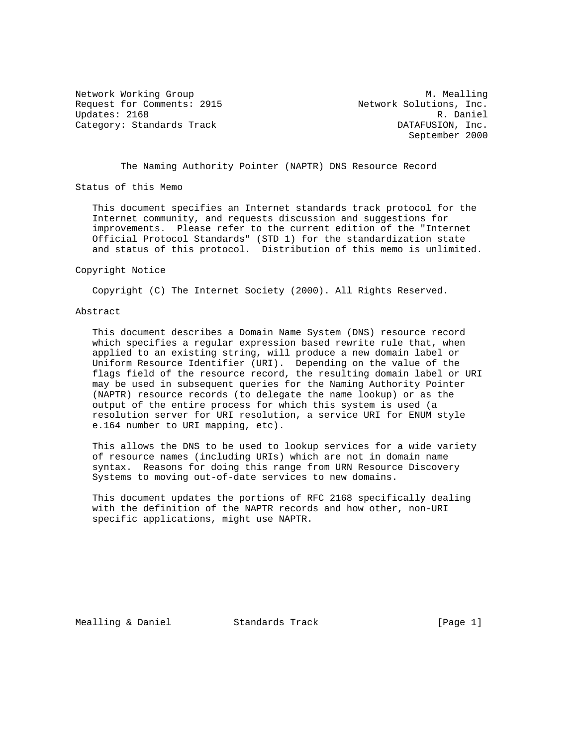Network Working Group M. Mealling
Request for Comments: 2915 Network Solutions, Inc.
Updates: 2168 R. Daniel
Category: Standards Track DATAFUSION, Inc.
September 2000

# The Naming Authority Pointer (NAPTR) DNS Resource Record

## Status of this Memo

This document specifies an Internet standards track protocol for the Internet community, and requests discussion and suggestions for improvements. Please refer to the current edition of the "Internet Official Protocol Standards" (STD 1) for the standardization state and status of this protocol. Distribution of this memo is unlimited.

## Copyright Notice

Copyright (C) The Internet Society (2000). All Rights Reserved.

## Abstract

This document describes a Domain Name System (DNS) resource record which specifies a regular expression based rewrite rule that, when applied to an existing string, will produce a new domain label or Uniform Resource Identifier (URI). Depending on the value of the flags field of the resource record, the resulting domain label or URI may be used in subsequent queries for the Naming Authority Pointer (NAPTR) resource records (to delegate the name lookup) or as the output of the entire process for which this system is used (a resolution server for URI resolution, a service URI for ENUM style e.164 number to URI mapping, etc).

This allows the DNS to be used to lookup services for a wide variety of resource names (including URIs) which are not in domain name syntax. Reasons for doing this range from URN Resource Discovery Systems to moving out-of-date services to new domains.

This document updates the portions of RFC 2168 specifically dealing with the definition of the NAPTR records and how other, non-URI specific applications, might use NAPTR.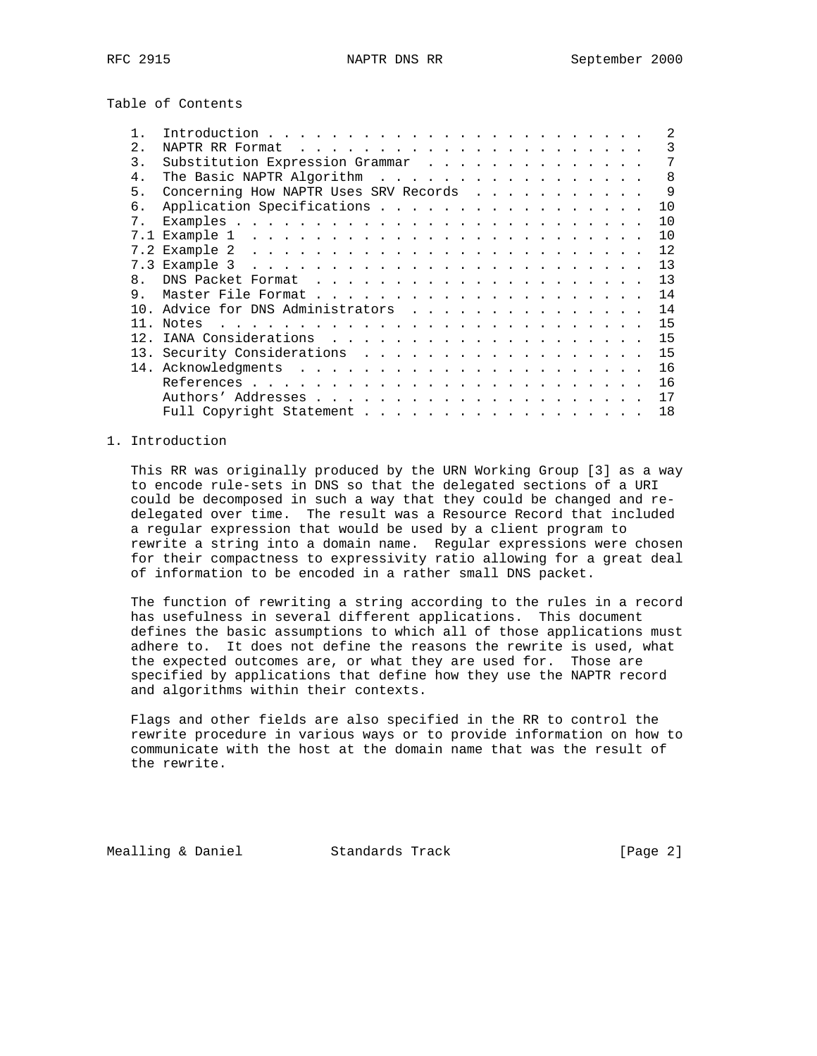Table of Contents

| | | |
|---|---|---|
| 1. | Introduction | 2 |
| 2. | NAPTR RR Format | 3 |
| 3. | Substitution Expression Grammar | 7 |
| 4. | The Basic NAPTR Algorithm | 8 |
| 5. | Concerning How NAPTR Uses SRV Records | 9 |
| 6. | Application Specifications | 10 |
| 7. | Examples | 10 |
| 7.1 | Example 1 | 10 |
| 7.2 | Example 2 | 12 |
| 7.3 | Example 3 | 13 |
| 8. | DNS Packet Format | 13 |
| 9. | Master File Format | 14 |
| 10. | Advice for DNS Administrators | 14 |
| 11. | Notes | 15 |
| 12. | IANA Considerations | 15 |
| 13. | Security Considerations | 15 |
| 14. | Acknowledgments | 16 |
| | References | 16 |
| | Authors' Addresses | 17 |
| | Full Copyright Statement | 18 |

# 1. Introduction

This RR was originally produced by the URN Working Group [3] as a way to encode rule-sets in DNS so that the delegated sections of a URI could be decomposed in such a way that they could be changed and re-delegated over time. The result was a Resource Record that included a regular expression that would be used by a client program to rewrite a string into a domain name. Regular expressions were chosen for their compactness to expressivity ratio allowing for a great deal of information to be encoded in a rather small DNS packet.

The function of rewriting a string according to the rules in a record has usefulness in several different applications. This document defines the basic assumptions to which all of those applications must adhere to. It does not define the reasons the rewrite is used, what the expected outcomes are, or what they are used for. Those are specified by applications that define how they use the NAPTR record and algorithms within their contexts.

Flags and other fields are also specified in the RR to control the rewrite procedure in various ways or to provide information on how to communicate with the host at the domain name that was the result of the rewrite.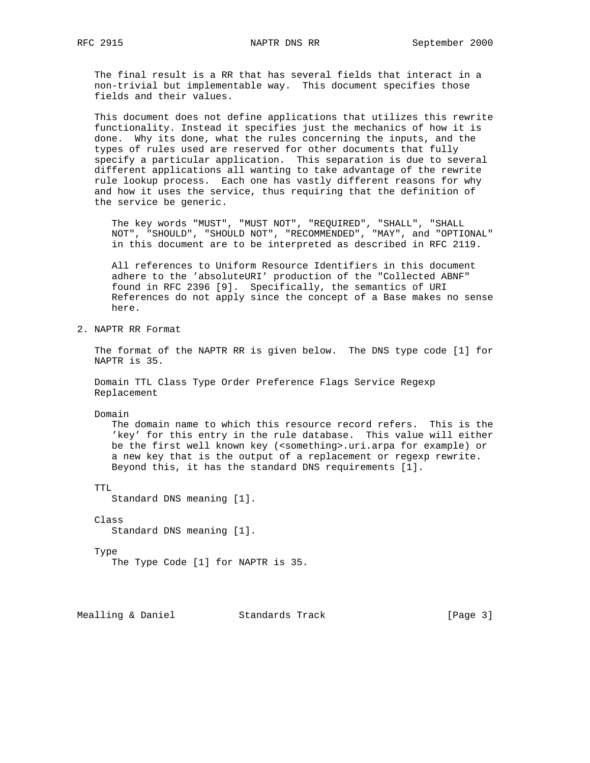The final result is a RR that has several fields that interact in a non-trivial but implementable way. This document specifies those fields and their values.

This document does not define applications that utilizes this rewrite functionality. Instead it specifies just the mechanics of how it is done. Why its done, what the rules concerning the inputs, and the types of rules used are reserved for other documents that fully specify a particular application. This separation is due to several different applications all wanting to take advantage of the rewrite rule lookup process. Each one has vastly different reasons for why and how it uses the service, thus requiring that the definition of the service be generic.

The key words "MUST", "MUST NOT", "REQUIRED", "SHALL", "SHALL NOT", "SHOULD", "SHOULD NOT", "RECOMMENDED", "MAY", and "OPTIONAL" in this document are to be interpreted as described in RFC 2119.

All references to Uniform Resource Identifiers in this document adhere to the 'absoluteURI' production of the "Collected ABNF" found in RFC 2396 [9]. Specifically, the semantics of URI References do not apply since the concept of a Base makes no sense here.

## 2. NAPTR RR Format

The format of the NAPTR RR is given below. The DNS type code [1] for NAPTR is 35.

Domain TTL Class Type Order Preference Flags Service Regexp Replacement

Domain
: The domain name to which this resource record refers. This is the 'key' for this entry in the rule database. This value will either be the first well known key (<something>.uri.arpa for example) or a new key that is the output of a replacement or regexp rewrite. Beyond this, it has the standard DNS requirements [1].

TTL
: Standard DNS meaning [1].

Class
: Standard DNS meaning [1].

Type
: The Type Code [1] for NAPTR is 35.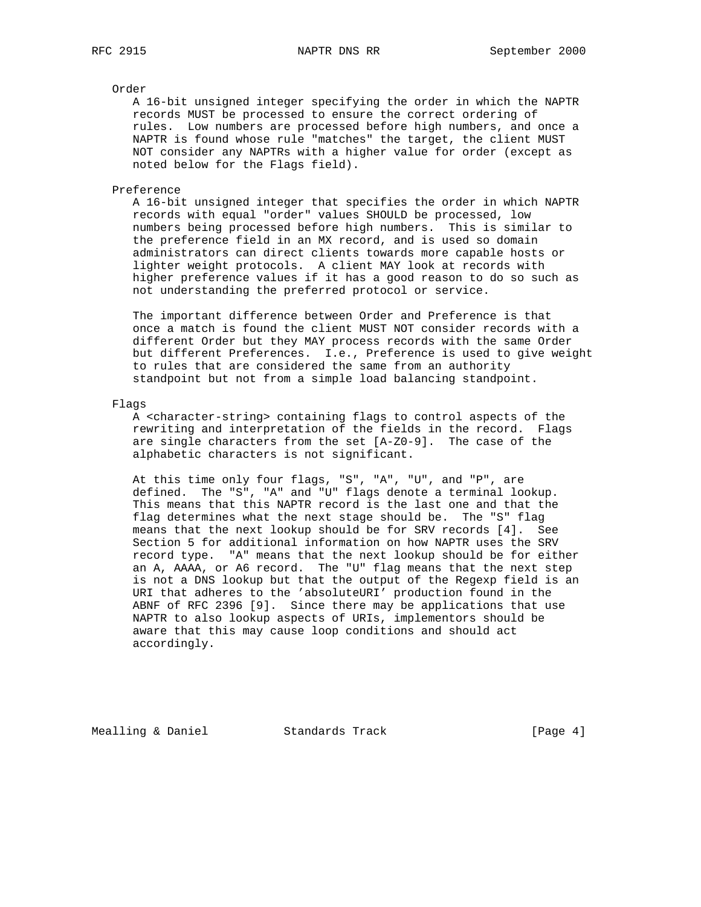Order

A 16-bit unsigned integer specifying the order in which the NAPTR records MUST be processed to ensure the correct ordering of rules. Low numbers are processed before high numbers, and once a NAPTR is found whose rule "matches" the target, the client MUST NOT consider any NAPTRs with a higher value for order (except as noted below for the Flags field).

Preference

A 16-bit unsigned integer that specifies the order in which NAPTR records with equal "order" values SHOULD be processed, low numbers being processed before high numbers. This is similar to the preference field in an MX record, and is used so domain administrators can direct clients towards more capable hosts or lighter weight protocols. A client MAY look at records with higher preference values if it has a good reason to do so such as not understanding the preferred protocol or service.

The important difference between Order and Preference is that once a match is found the client MUST NOT consider records with a different Order but they MAY process records with the same Order but different Preferences. I.e., Preference is used to give weight to rules that are considered the same from an authority standpoint but not from a simple load balancing standpoint.

Flags

A <character-string> containing flags to control aspects of the rewriting and interpretation of the fields in the record. Flags are single characters from the set [A-Z0-9]. The case of the alphabetic characters is not significant.

At this time only four flags, "S", "A", "U", and "P", are defined. The "S", "A" and "U" flags denote a terminal lookup. This means that this NAPTR record is the last one and that the flag determines what the next stage should be. The "S" flag means that the next lookup should be for SRV records [4]. See Section 5 for additional information on how NAPTR uses the SRV record type. "A" means that the next lookup should be for either an A, AAAA, or A6 record. The "U" flag means that the next step is not a DNS lookup but that the output of the Regexp field is an URI that adheres to the 'absoluteURI' production found in the ABNF of RFC 2396 [9]. Since there may be applications that use NAPTR to also lookup aspects of URIs, implementors should be aware that this may cause loop conditions and should act accordingly.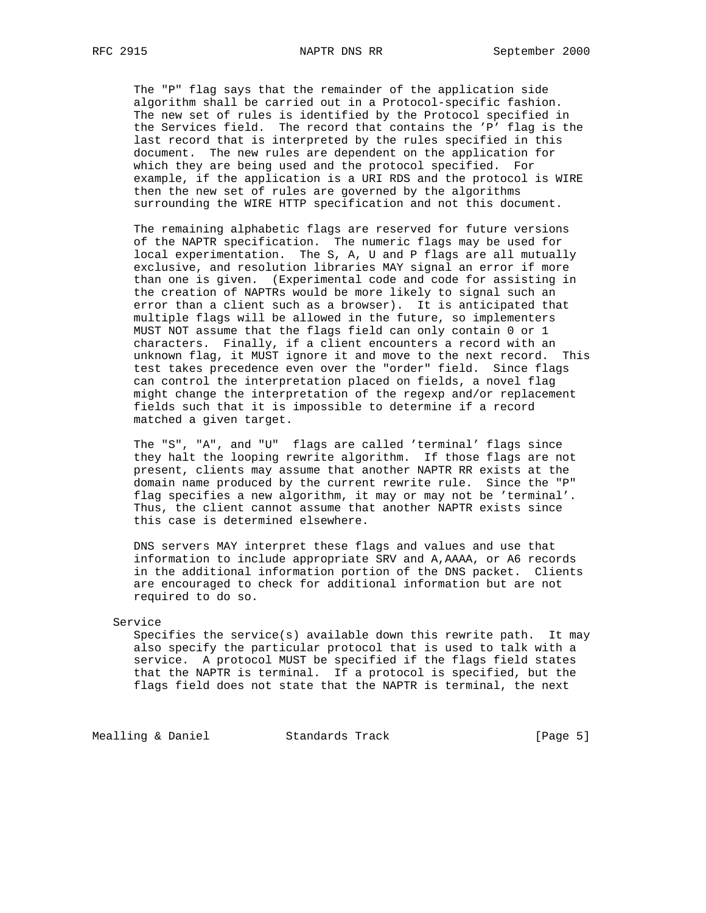The "P" flag says that the remainder of the application side algorithm shall be carried out in a Protocol-specific fashion. The new set of rules is identified by the Protocol specified in the Services field. The record that contains the 'P' flag is the last record that is interpreted by the rules specified in this document. The new rules are dependent on the application for which they are being used and the protocol specified. For example, if the application is a URI RDS and the protocol is WIRE then the new set of rules are governed by the algorithms surrounding the WIRE HTTP specification and not this document.

The remaining alphabetic flags are reserved for future versions of the NAPTR specification. The numeric flags may be used for local experimentation. The S, A, U and P flags are all mutually exclusive, and resolution libraries MAY signal an error if more than one is given. (Experimental code and code for assisting in the creation of NAPTRs would be more likely to signal such an error than a client such as a browser). It is anticipated that multiple flags will be allowed in the future, so implementers MUST NOT assume that the flags field can only contain 0 or 1 characters. Finally, if a client encounters a record with an unknown flag, it MUST ignore it and move to the next record. This test takes precedence even over the "order" field. Since flags can control the interpretation placed on fields, a novel flag might change the interpretation of the regexp and/or replacement fields such that it is impossible to determine if a record matched a given target.

The "S", "A", and "U" flags are called 'terminal' flags since they halt the looping rewrite algorithm. If those flags are not present, clients may assume that another NAPTR RR exists at the domain name produced by the current rewrite rule. Since the "P" flag specifies a new algorithm, it may or may not be 'terminal'. Thus, the client cannot assume that another NAPTR exists since this case is determined elsewhere.

DNS servers MAY interpret these flags and values and use that information to include appropriate SRV and A,AAAA, or A6 records in the additional information portion of the DNS packet. Clients are encouraged to check for additional information but are not required to do so.

Service

Specifies the service(s) available down this rewrite path. It may also specify the particular protocol that is used to talk with a service. A protocol MUST be specified if the flags field states that the NAPTR is terminal. If a protocol is specified, but the flags field does not state that the NAPTR is terminal, the next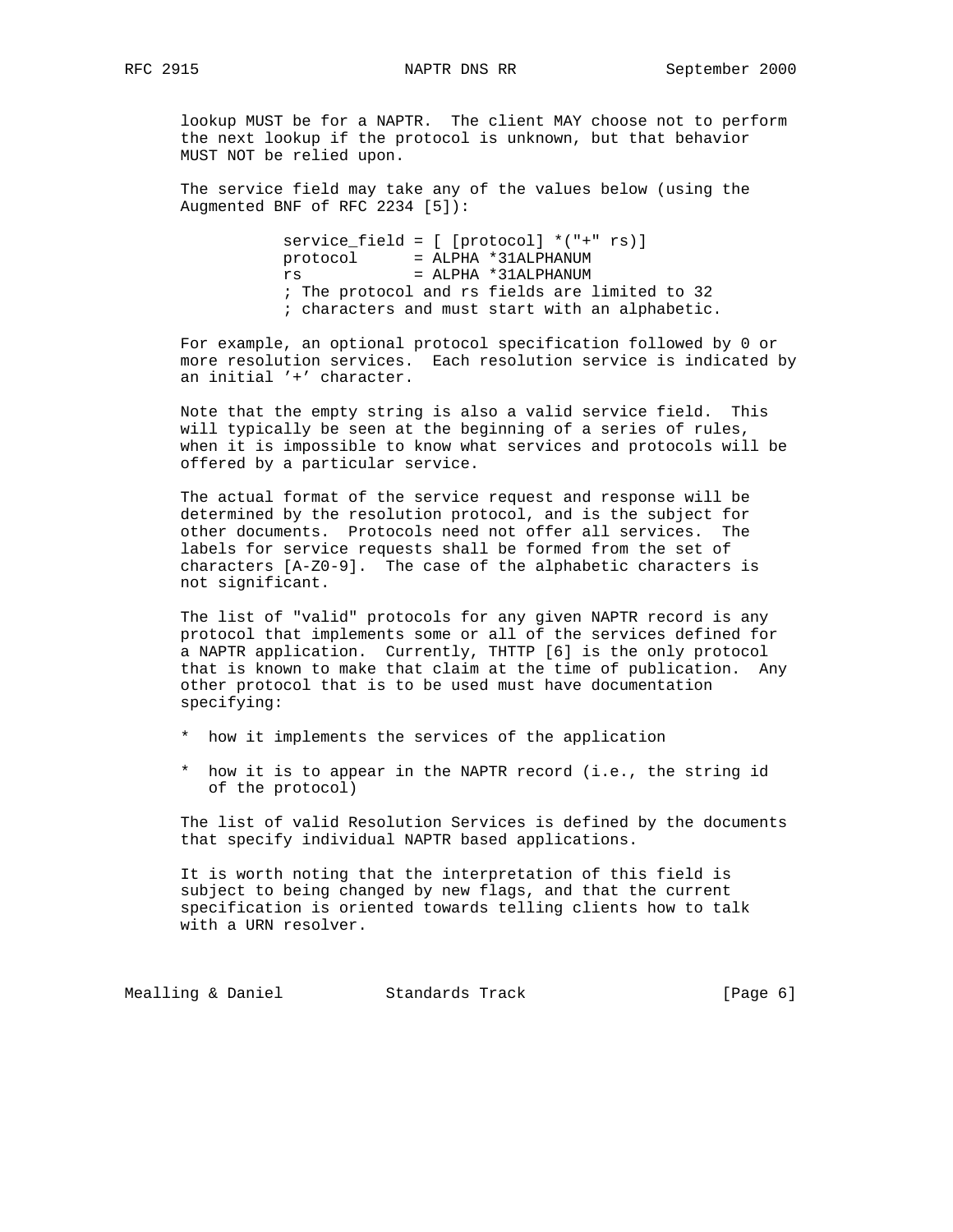lookup MUST be for a NAPTR. The client MAY choose not to perform the next lookup if the protocol is unknown, but that behavior MUST NOT be relied upon.

The service field may take any of the values below (using the Augmented BNF of RFC 2234 [5]):

```
service_field = [ [protocol] *("+" rs)]
protocol      = ALPHA *31ALPHANUM
rs            = ALPHA *31ALPHANUM
; The protocol and rs fields are limited to 32
; characters and must start with an alphabetic.
```

For example, an optional protocol specification followed by 0 or more resolution services. Each resolution service is indicated by an initial '+' character.

Note that the empty string is also a valid service field. This will typically be seen at the beginning of a series of rules, when it is impossible to know what services and protocols will be offered by a particular service.

The actual format of the service request and response will be determined by the resolution protocol, and is the subject for other documents. Protocols need not offer all services. The labels for service requests shall be formed from the set of characters [A-Z0-9]. The case of the alphabetic characters is not significant.

The list of "valid" protocols for any given NAPTR record is any protocol that implements some or all of the services defined for a NAPTR application. Currently, THTTP [6] is the only protocol that is known to make that claim at the time of publication. Any other protocol that is to be used must have documentation specifying:

* how it implements the services of the application

* how it is to appear in the NAPTR record (i.e., the string id of the protocol)

The list of valid Resolution Services is defined by the documents that specify individual NAPTR based applications.

It is worth noting that the interpretation of this field is subject to being changed by new flags, and that the current specification is oriented towards telling clients how to talk with a URN resolver.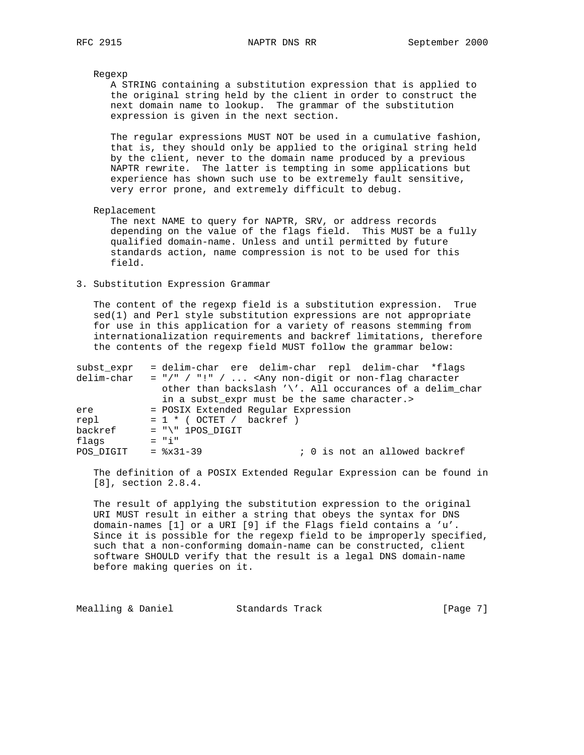Regexp

A STRING containing a substitution expression that is applied to the original string held by the client in order to construct the next domain name to lookup. The grammar of the substitution expression is given in the next section.

The regular expressions MUST NOT be used in a cumulative fashion, that is, they should only be applied to the original string held by the client, never to the domain name produced by a previous NAPTR rewrite. The latter is tempting in some applications but experience has shown such use to be extremely fault sensitive, very error prone, and extremely difficult to debug.

Replacement

The next NAME to query for NAPTR, SRV, or address records depending on the value of the flags field. This MUST be a fully qualified domain-name. Unless and until permitted by future standards action, name compression is not to be used for this field.

## 3. Substitution Expression Grammar

The content of the regexp field is a substitution expression. True sed(1) and Perl style substitution expressions are not appropriate for use in this application for a variety of reasons stemming from internationalization requirements and backref limitations, therefore the contents of the regexp field MUST follow the grammar below:

```
subst_expr   = delim-char  ere  delim-char  repl  delim-char  *flags
delim-char   = "/" / "!" / ... <Any non-digit or non-flag character
               other than backslash '\'. All occurances of a delim_char
               in a subst_expr must be the same character.>
ere          = POSIX Extended Regular Expression
repl         = 1 * ( OCTET /  backref )
backref      = "\" 1POS_DIGIT
flags        = "i"
POS_DIGIT    = %x31-39                 ; 0 is not an allowed backref
```

The definition of a POSIX Extended Regular Expression can be found in [8], section 2.8.4.

The result of applying the substitution expression to the original URI MUST result in either a string that obeys the syntax for DNS domain-names [1] or a URI [9] if the Flags field contains a 'u'. Since it is possible for the regexp field to be improperly specified, such that a non-conforming domain-name can be constructed, client software SHOULD verify that the result is a legal DNS domain-name before making queries on it.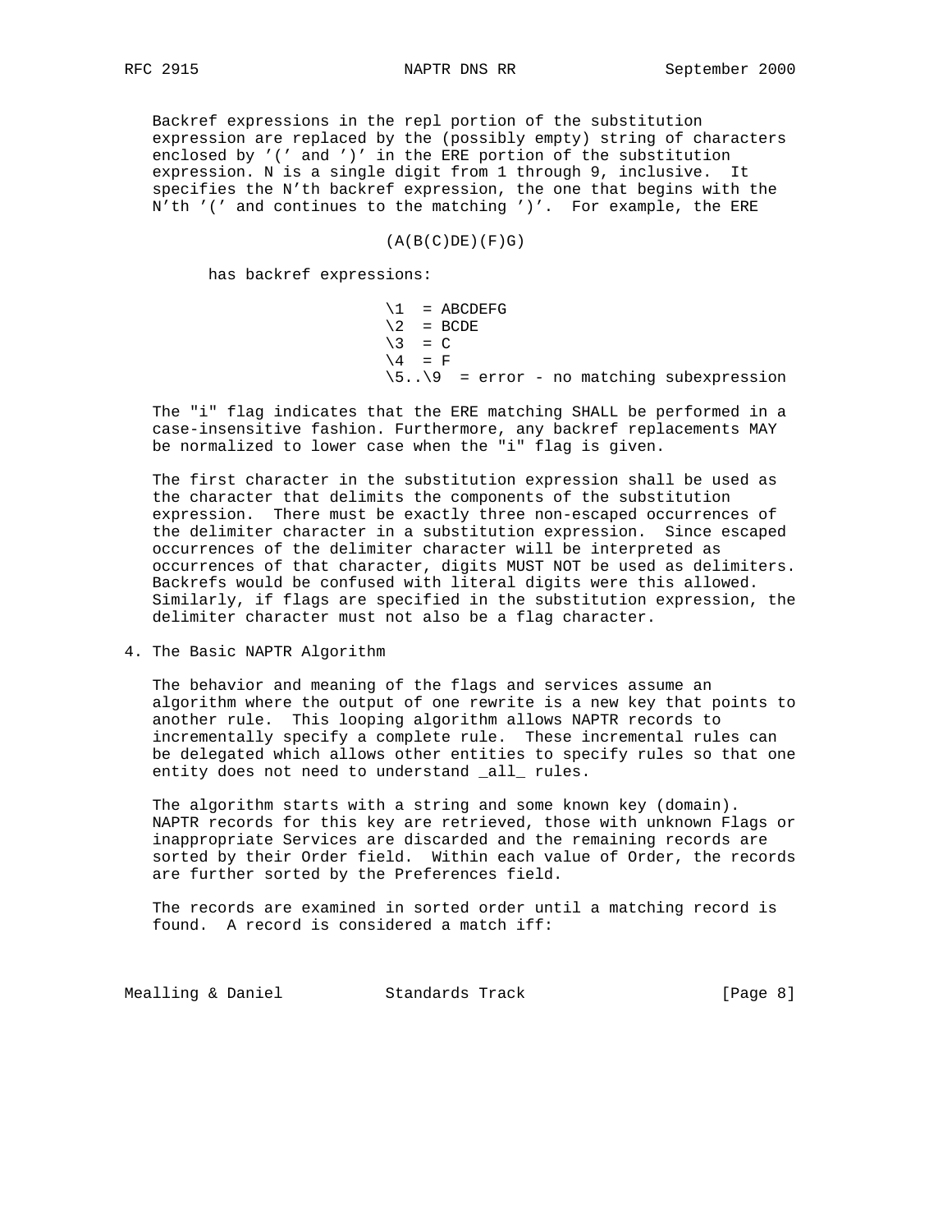Backref expressions in the repl portion of the substitution expression are replaced by the (possibly empty) string of characters enclosed by '(' and ')' in the ERE portion of the substitution expression. N is a single digit from 1 through 9, inclusive. It specifies the N'th backref expression, the one that begins with the N'th '(' and continues to the matching ')'. For example, the ERE

```
(A(B(C)DE)(F)G)
```

has backref expressions:

```
\1  = ABCDEFG
\2  = BCDE
\3  = C
\4  = F
\5..\9  = error - no matching subexpression
```

The "i" flag indicates that the ERE matching SHALL be performed in a case-insensitive fashion. Furthermore, any backref replacements MAY be normalized to lower case when the "i" flag is given.

The first character in the substitution expression shall be used as the character that delimits the components of the substitution expression. There must be exactly three non-escaped occurrences of the delimiter character in a substitution expression. Since escaped occurrences of the delimiter character will be interpreted as occurrences of that character, digits MUST NOT be used as delimiters. Backrefs would be confused with literal digits were this allowed. Similarly, if flags are specified in the substitution expression, the delimiter character must not also be a flag character.

## 4. The Basic NAPTR Algorithm

The behavior and meaning of the flags and services assume an algorithm where the output of one rewrite is a new key that points to another rule. This looping algorithm allows NAPTR records to incrementally specify a complete rule. These incremental rules can be delegated which allows other entities to specify rules so that one entity does not need to understand _all_ rules.

The algorithm starts with a string and some known key (domain). NAPTR records for this key are retrieved, those with unknown Flags or inappropriate Services are discarded and the remaining records are sorted by their Order field. Within each value of Order, the records are further sorted by the Preferences field.

The records are examined in sorted order until a matching record is found. A record is considered a match iff: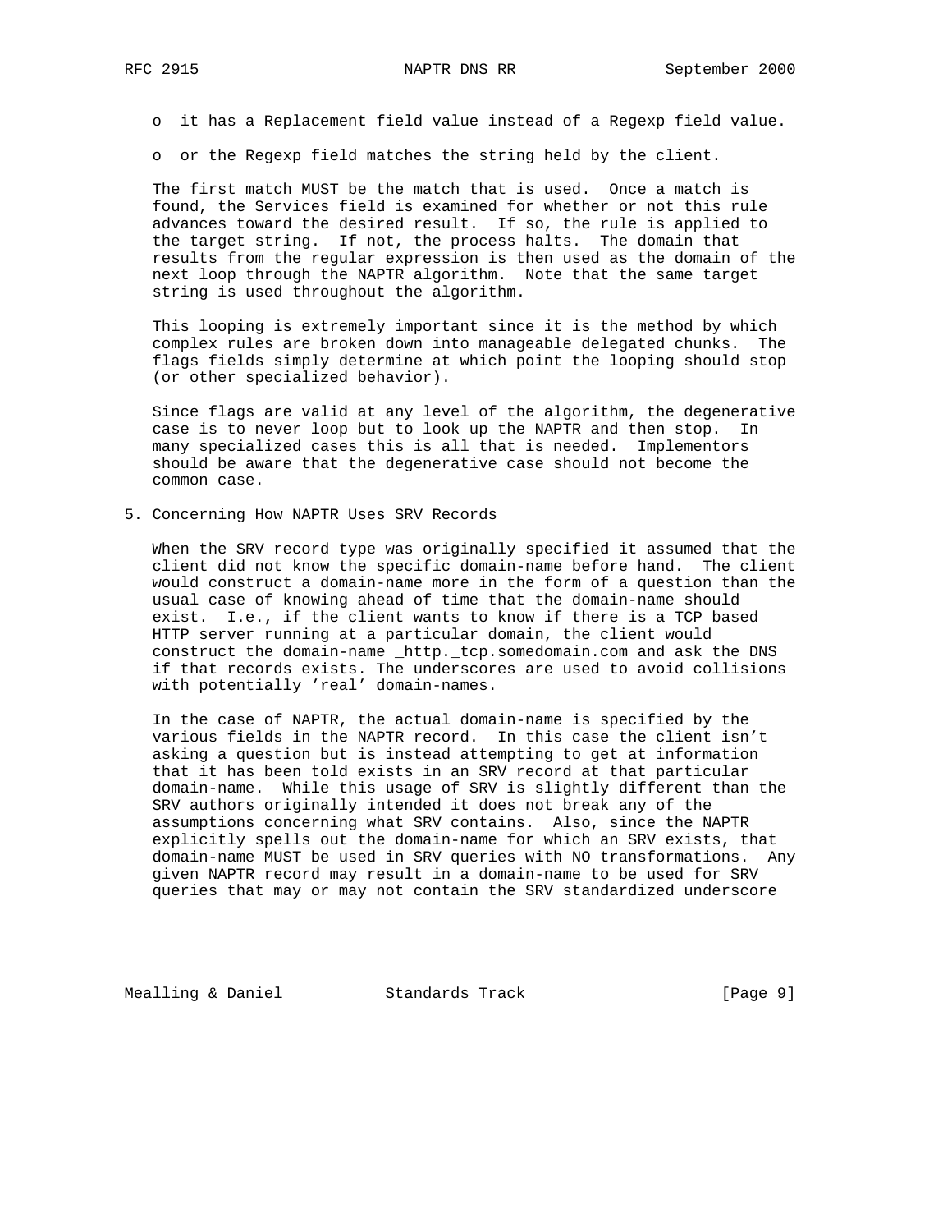- it has a Replacement field value instead of a Regexp field value.

- or the Regexp field matches the string held by the client.

The first match MUST be the match that is used. Once a match is found, the Services field is examined for whether or not this rule advances toward the desired result. If so, the rule is applied to the target string. If not, the process halts. The domain that results from the regular expression is then used as the domain of the next loop through the NAPTR algorithm. Note that the same target string is used throughout the algorithm.

This looping is extremely important since it is the method by which complex rules are broken down into manageable delegated chunks. The flags fields simply determine at which point the looping should stop (or other specialized behavior).

Since flags are valid at any level of the algorithm, the degenerative case is to never loop but to look up the NAPTR and then stop. In many specialized cases this is all that is needed. Implementors should be aware that the degenerative case should not become the common case.

## 5. Concerning How NAPTR Uses SRV Records

When the SRV record type was originally specified it assumed that the client did not know the specific domain-name before hand. The client would construct a domain-name more in the form of a question than the usual case of knowing ahead of time that the domain-name should exist. I.e., if the client wants to know if there is a TCP based HTTP server running at a particular domain, the client would construct the domain-name _http._tcp.somedomain.com and ask the DNS if that records exists. The underscores are used to avoid collisions with potentially 'real' domain-names.

In the case of NAPTR, the actual domain-name is specified by the various fields in the NAPTR record. In this case the client isn't asking a question but is instead attempting to get at information that it has been told exists in an SRV record at that particular domain-name. While this usage of SRV is slightly different than the SRV authors originally intended it does not break any of the assumptions concerning what SRV contains. Also, since the NAPTR explicitly spells out the domain-name for which an SRV exists, that domain-name MUST be used in SRV queries with NO transformations. Any given NAPTR record may result in a domain-name to be used for SRV queries that may or may not contain the SRV standardized underscore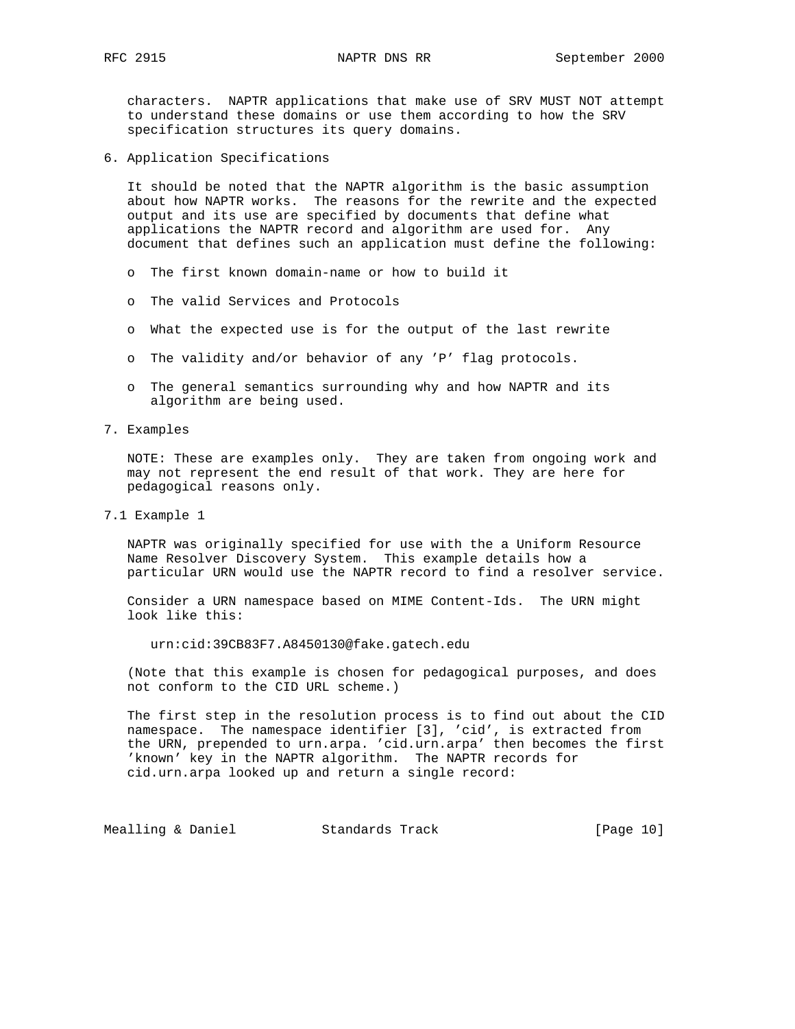characters. NAPTR applications that make use of SRV MUST NOT attempt to understand these domains or use them according to how the SRV specification structures its query domains.

## 6. Application Specifications

It should be noted that the NAPTR algorithm is the basic assumption about how NAPTR works. The reasons for the rewrite and the expected output and its use are specified by documents that define what applications the NAPTR record and algorithm are used for. Any document that defines such an application must define the following:

- The first known domain-name or how to build it
- The valid Services and Protocols
- What the expected use is for the output of the last rewrite
- The validity and/or behavior of any 'P' flag protocols.
- The general semantics surrounding why and how NAPTR and its algorithm are being used.

## 7. Examples

NOTE: These are examples only. They are taken from ongoing work and may not represent the end result of that work. They are here for pedagogical reasons only.

### 7.1 Example 1

NAPTR was originally specified for use with the a Uniform Resource Name Resolver Discovery System. This example details how a particular URN would use the NAPTR record to find a resolver service.

Consider a URN namespace based on MIME Content-Ids. The URN might look like this:

```
urn:cid:39CB83F7.A8450130@fake.gatech.edu
```

(Note that this example is chosen for pedagogical purposes, and does not conform to the CID URL scheme.)

The first step in the resolution process is to find out about the CID namespace. The namespace identifier [3], 'cid', is extracted from the URN, prepended to urn.arpa. 'cid.urn.arpa' then becomes the first 'known' key in the NAPTR algorithm. The NAPTR records for cid.urn.arpa looked up and return a single record: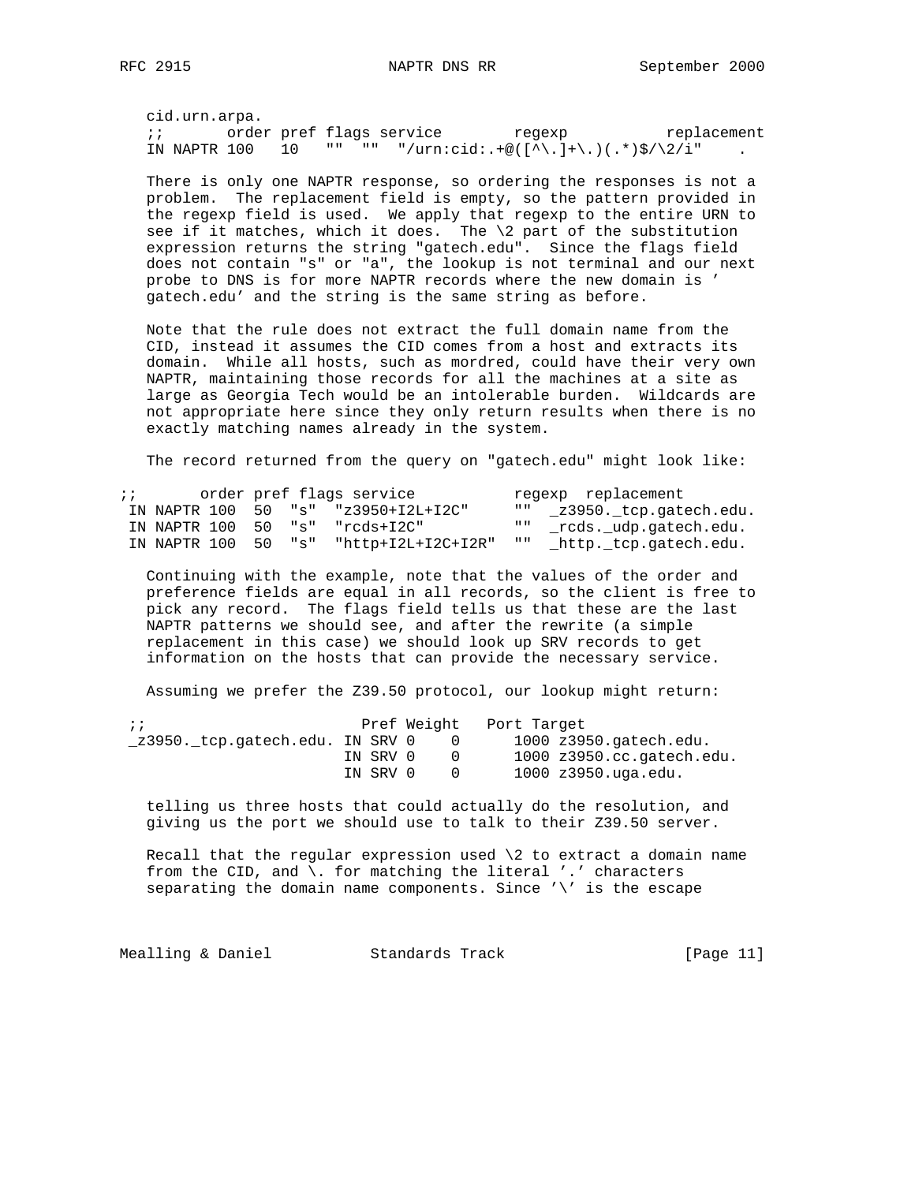```
cid.urn.arpa.
;;       order pref flags service        regexp           replacement
IN NAPTR 100   10   ""  ""  "/urn:cid:.+@([^\.]+\.)(.*)$/\2/i"    .
```

There is only one NAPTR response, so ordering the responses is not a problem. The replacement field is empty, so the pattern provided in the regexp field is used. We apply that regexp to the entire URN to see if it matches, which it does. The \2 part of the substitution expression returns the string "gatech.edu". Since the flags field does not contain "s" or "a", the lookup is not terminal and our next probe to DNS is for more NAPTR records where the new domain is ' gatech.edu' and the string is the same string as before.

Note that the rule does not extract the full domain name from the CID, instead it assumes the CID comes from a host and extracts its domain. While all hosts, such as mordred, could have their very own NAPTR, maintaining those records for all the machines at a site as large as Georgia Tech would be an intolerable burden. Wildcards are not appropriate here since they only return results when there is no exactly matching names already in the system.

The record returned from the query on "gatech.edu" might look like:

```
;;       order pref flags service           regexp  replacement
 IN NAPTR 100  50  "s"  "z3950+I2L+I2C"     ""  _z3950._tcp.gatech.edu.
 IN NAPTR 100  50  "s"  "rcds+I2C"          ""  _rcds._udp.gatech.edu.
 IN NAPTR 100  50  "s"  "http+I2L+I2C+I2R"  ""  _http._tcp.gatech.edu.
```

Continuing with the example, note that the values of the order and preference fields are equal in all records, so the client is free to pick any record. The flags field tells us that these are the last NAPTR patterns we should see, and after the rewrite (a simple replacement in this case) we should look up SRV records to get information on the hosts that can provide the necessary service.

Assuming we prefer the Z39.50 protocol, our lookup might return:

```
;;                        Pref Weight   Port Target
_z3950._tcp.gatech.edu. IN SRV 0    0      1000 z3950.gatech.edu.
                        IN SRV 0    0      1000 z3950.cc.gatech.edu.
                        IN SRV 0    0      1000 z3950.uga.edu.
```

telling us three hosts that could actually do the resolution, and giving us the port we should use to talk to their Z39.50 server.

Recall that the regular expression used \2 to extract a domain name from the CID, and \. for matching the literal '.' characters separating the domain name components. Since '\' is the escape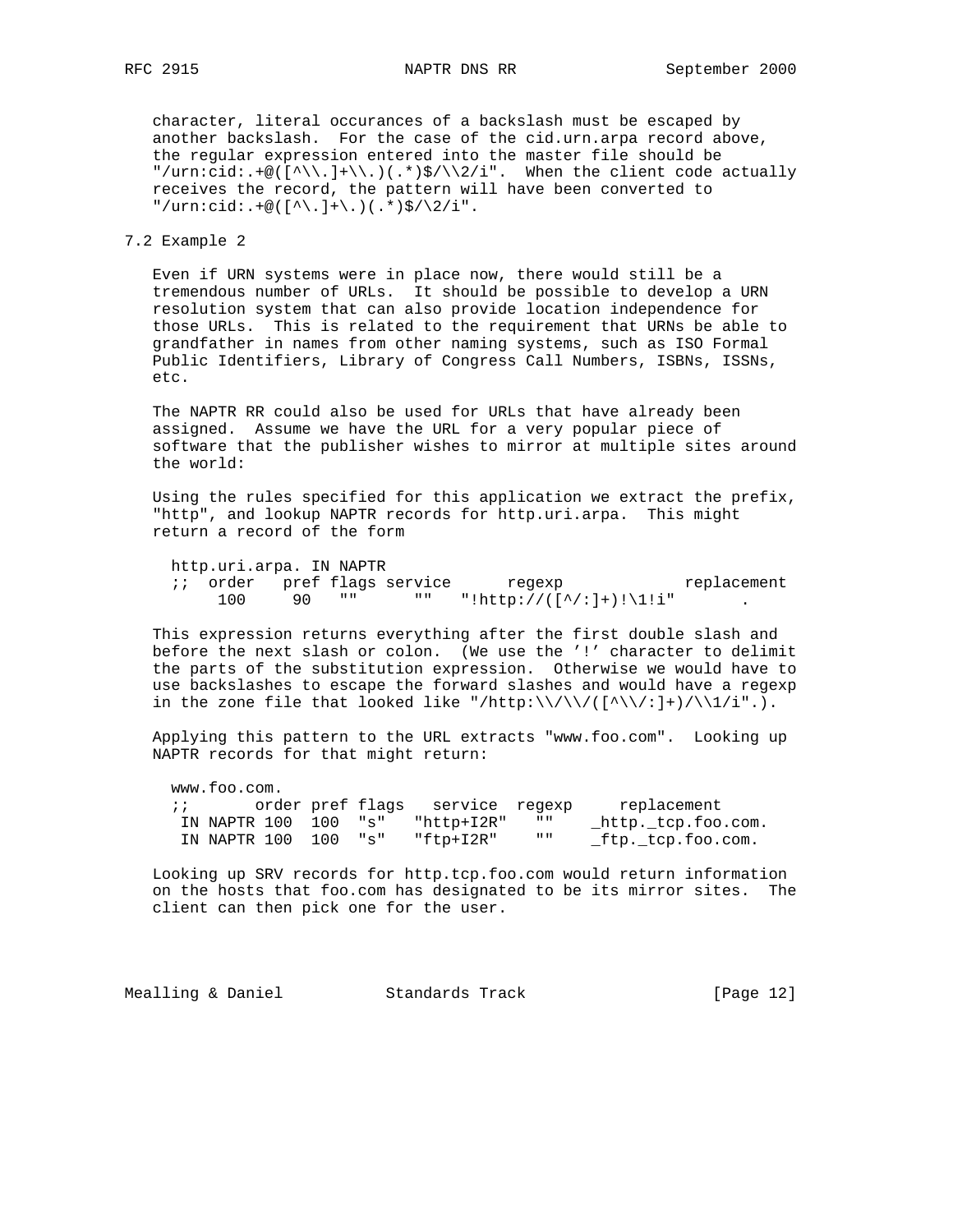character, literal occurances of a backslash must be escaped by another backslash. For the case of the cid.urn.arpa record above, the regular expression entered into the master file should be "/urn:cid:.+@([^\\.]+\\.)(.*)$/\\2/i". When the client code actually receives the record, the pattern will have been converted to "/urn:cid:.+@([^\.]+\.)(.*)$/\2/i".

## 7.2 Example 2

Even if URN systems were in place now, there would still be a tremendous number of URLs. It should be possible to develop a URN resolution system that can also provide location independence for those URLs. This is related to the requirement that URNs be able to grandfather in names from other naming systems, such as ISO Formal Public Identifiers, Library of Congress Call Numbers, ISBNs, ISSNs, etc.

The NAPTR RR could also be used for URLs that have already been assigned. Assume we have the URL for a very popular piece of software that the publisher wishes to mirror at multiple sites around the world:

Using the rules specified for this application we extract the prefix, "http", and lookup NAPTR records for http.uri.arpa. This might return a record of the form

```
http.uri.arpa. IN NAPTR
;;  order   pref flags service      regexp             replacement
     100     90   ""      ""   "!http://([^/:]+)!\1!i"       .
```

This expression returns everything after the first double slash and before the next slash or colon. (We use the '!' character to delimit the parts of the substitution expression. Otherwise we would have to use backslashes to escape the forward slashes and would have a regexp in the zone file that looked like "/http:\\/\\/([^\\/:]+)/\\1/i".).

Applying this pattern to the URL extracts "www.foo.com". Looking up NAPTR records for that might return:

```
www.foo.com.
;;       order pref flags   service  regexp     replacement
 IN NAPTR 100  100  "s"   "http+I2R"   ""    _http._tcp.foo.com.
 IN NAPTR 100  100  "s"   "ftp+I2R"    ""    _ftp._tcp.foo.com.
```

Looking up SRV records for http.tcp.foo.com would return information on the hosts that foo.com has designated to be its mirror sites. The client can then pick one for the user.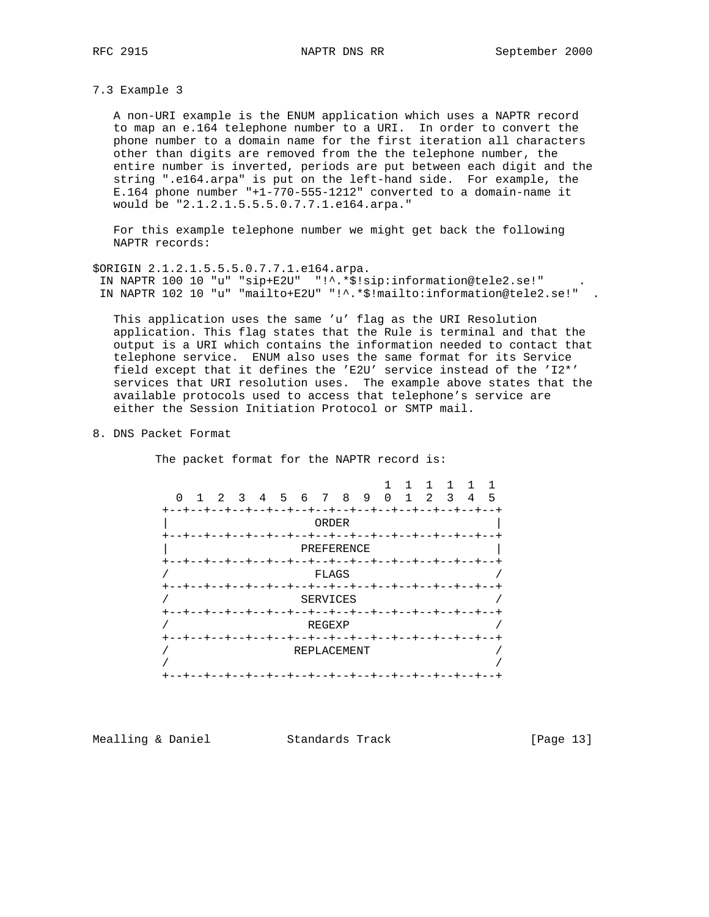### 7.3 Example 3

A non-URI example is the ENUM application which uses a NAPTR record to map an e.164 telephone number to a URI. In order to convert the phone number to a domain name for the first iteration all characters other than digits are removed from the the telephone number, the entire number is inverted, periods are put between each digit and the string ".e164.arpa" is put on the left-hand side. For example, the E.164 phone number "+1-770-555-1212" converted to a domain-name it would be "2.1.2.1.5.5.5.0.7.7.1.e164.arpa."

For this example telephone number we might get back the following NAPTR records:

```
$ORIGIN 2.1.2.1.5.5.5.0.7.7.1.e164.arpa.
 IN NAPTR 100 10 "u" "sip+E2U"  "!^.*$!sip:information@tele2.se!"     .
 IN NAPTR 102 10 "u" "mailto+E2U" "!^.*$!mailto:information@tele2.se!"  .
```

This application uses the same 'u' flag as the URI Resolution application. This flag states that the Rule is terminal and that the output is a URI which contains the information needed to contact that telephone service. ENUM also uses the same format for its Service field except that it defines the 'E2U' service instead of the 'I2*' services that URI resolution uses. The example above states that the available protocols used to access that telephone's service are either the Session Initiation Protocol or SMTP mail.

## 8. DNS Packet Format

The packet format for the NAPTR record is:

```
                                    1  1  1  1  1  1
      0  1  2  3  4  5  6  7  8  9  0  1  2  3  4  5
    +--+--+--+--+--+--+--+--+--+--+--+--+--+--+--+--+
    |                     ORDER                     |
    +--+--+--+--+--+--+--+--+--+--+--+--+--+--+--+--+
    |                   PREFERENCE                  |
    +--+--+--+--+--+--+--+--+--+--+--+--+--+--+--+--+
    /                     FLAGS                     /
    +--+--+--+--+--+--+--+--+--+--+--+--+--+--+--+--+
    /                   SERVICES                    /
    +--+--+--+--+--+--+--+--+--+--+--+--+--+--+--+--+
    /                    REGEXP                     /
    +--+--+--+--+--+--+--+--+--+--+--+--+--+--+--+--+
    /                  REPLACEMENT                  /
    /                                               /
    +--+--+--+--+--+--+--+--+--+--+--+--+--+--+--+--+
```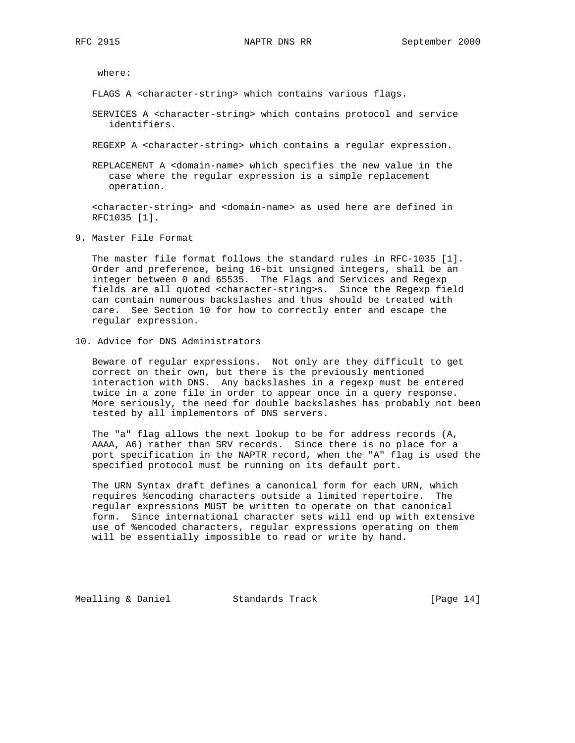where:

FLAGS A <character-string> which contains various flags.

SERVICES A <character-string> which contains protocol and service identifiers.

REGEXP A <character-string> which contains a regular expression.

REPLACEMENT A <domain-name> which specifies the new value in the case where the regular expression is a simple replacement operation.

<character-string> and <domain-name> as used here are defined in RFC1035 [1].

## 9. Master File Format

The master file format follows the standard rules in RFC-1035 [1]. Order and preference, being 16-bit unsigned integers, shall be an integer between 0 and 65535. The Flags and Services and Regexp fields are all quoted <character-string>s. Since the Regexp field can contain numerous backslashes and thus should be treated with care. See Section 10 for how to correctly enter and escape the regular expression.

## 10. Advice for DNS Administrators

Beware of regular expressions. Not only are they difficult to get correct on their own, but there is the previously mentioned interaction with DNS. Any backslashes in a regexp must be entered twice in a zone file in order to appear once in a query response. More seriously, the need for double backslashes has probably not been tested by all implementors of DNS servers.

The "a" flag allows the next lookup to be for address records (A, AAAA, A6) rather than SRV records. Since there is no place for a port specification in the NAPTR record, when the "A" flag is used the specified protocol must be running on its default port.

The URN Syntax draft defines a canonical form for each URN, which requires %encoding characters outside a limited repertoire. The regular expressions MUST be written to operate on that canonical form. Since international character sets will end up with extensive use of %encoded characters, regular expressions operating on them will be essentially impossible to read or write by hand.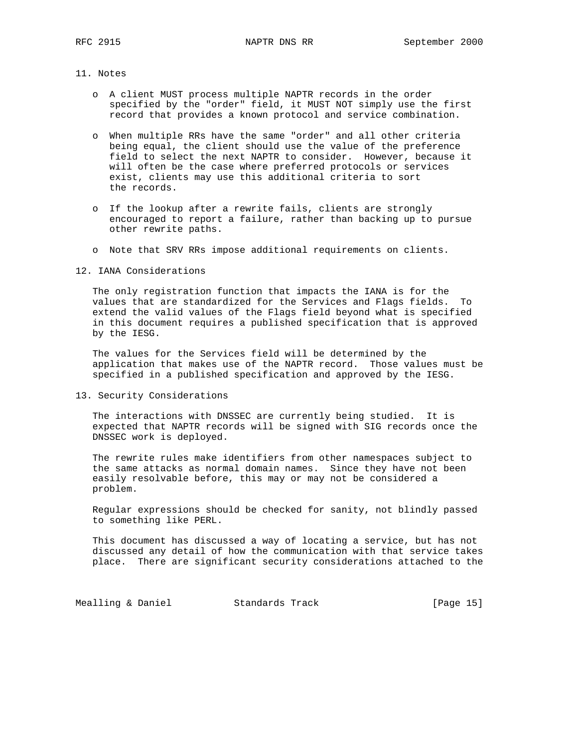## 11. Notes

- A client MUST process multiple NAPTR records in the order specified by the "order" field, it MUST NOT simply use the first record that provides a known protocol and service combination.

- When multiple RRs have the same "order" and all other criteria being equal, the client should use the value of the preference field to select the next NAPTR to consider. However, because it will often be the case where preferred protocols or services exist, clients may use this additional criteria to sort the records.

- If the lookup after a rewrite fails, clients are strongly encouraged to report a failure, rather than backing up to pursue other rewrite paths.

- Note that SRV RRs impose additional requirements on clients.

## 12. IANA Considerations

The only registration function that impacts the IANA is for the values that are standardized for the Services and Flags fields. To extend the valid values of the Flags field beyond what is specified in this document requires a published specification that is approved by the IESG.

The values for the Services field will be determined by the application that makes use of the NAPTR record. Those values must be specified in a published specification and approved by the IESG.

## 13. Security Considerations

The interactions with DNSSEC are currently being studied. It is expected that NAPTR records will be signed with SIG records once the DNSSEC work is deployed.

The rewrite rules make identifiers from other namespaces subject to the same attacks as normal domain names. Since they have not been easily resolvable before, this may or may not be considered a problem.

Regular expressions should be checked for sanity, not blindly passed to something like PERL.

This document has discussed a way of locating a service, but has not discussed any detail of how the communication with that service takes place. There are significant security considerations attached to the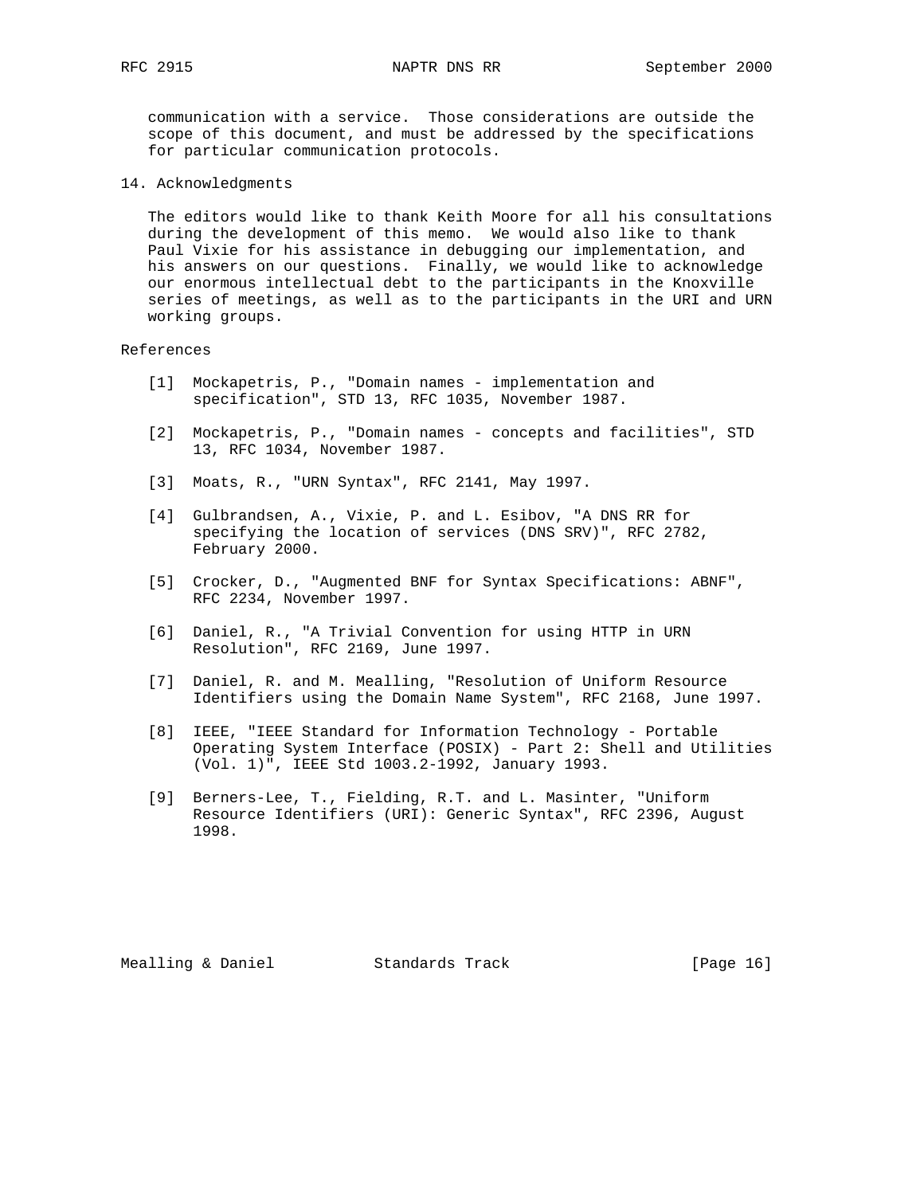communication with a service. Those considerations are outside the scope of this document, and must be addressed by the specifications for particular communication protocols.

## 14. Acknowledgments

The editors would like to thank Keith Moore for all his consultations during the development of this memo. We would also like to thank Paul Vixie for his assistance in debugging our implementation, and his answers on our questions. Finally, we would like to acknowledge our enormous intellectual debt to the participants in the Knoxville series of meetings, as well as to the participants in the URI and URN working groups.

## References

[1] Mockapetris, P., "Domain names - implementation and specification", STD 13, RFC 1035, November 1987.

[2] Mockapetris, P., "Domain names - concepts and facilities", STD 13, RFC 1034, November 1987.

[3] Moats, R., "URN Syntax", RFC 2141, May 1997.

[4] Gulbrandsen, A., Vixie, P. and L. Esibov, "A DNS RR for specifying the location of services (DNS SRV)", RFC 2782, February 2000.

[5] Crocker, D., "Augmented BNF for Syntax Specifications: ABNF", RFC 2234, November 1997.

[6] Daniel, R., "A Trivial Convention for using HTTP in URN Resolution", RFC 2169, June 1997.

[7] Daniel, R. and M. Mealling, "Resolution of Uniform Resource Identifiers using the Domain Name System", RFC 2168, June 1997.

[8] IEEE, "IEEE Standard for Information Technology - Portable Operating System Interface (POSIX) - Part 2: Shell and Utilities (Vol. 1)", IEEE Std 1003.2-1992, January 1993.

[9] Berners-Lee, T., Fielding, R.T. and L. Masinter, "Uniform Resource Identifiers (URI): Generic Syntax", RFC 2396, August 1998.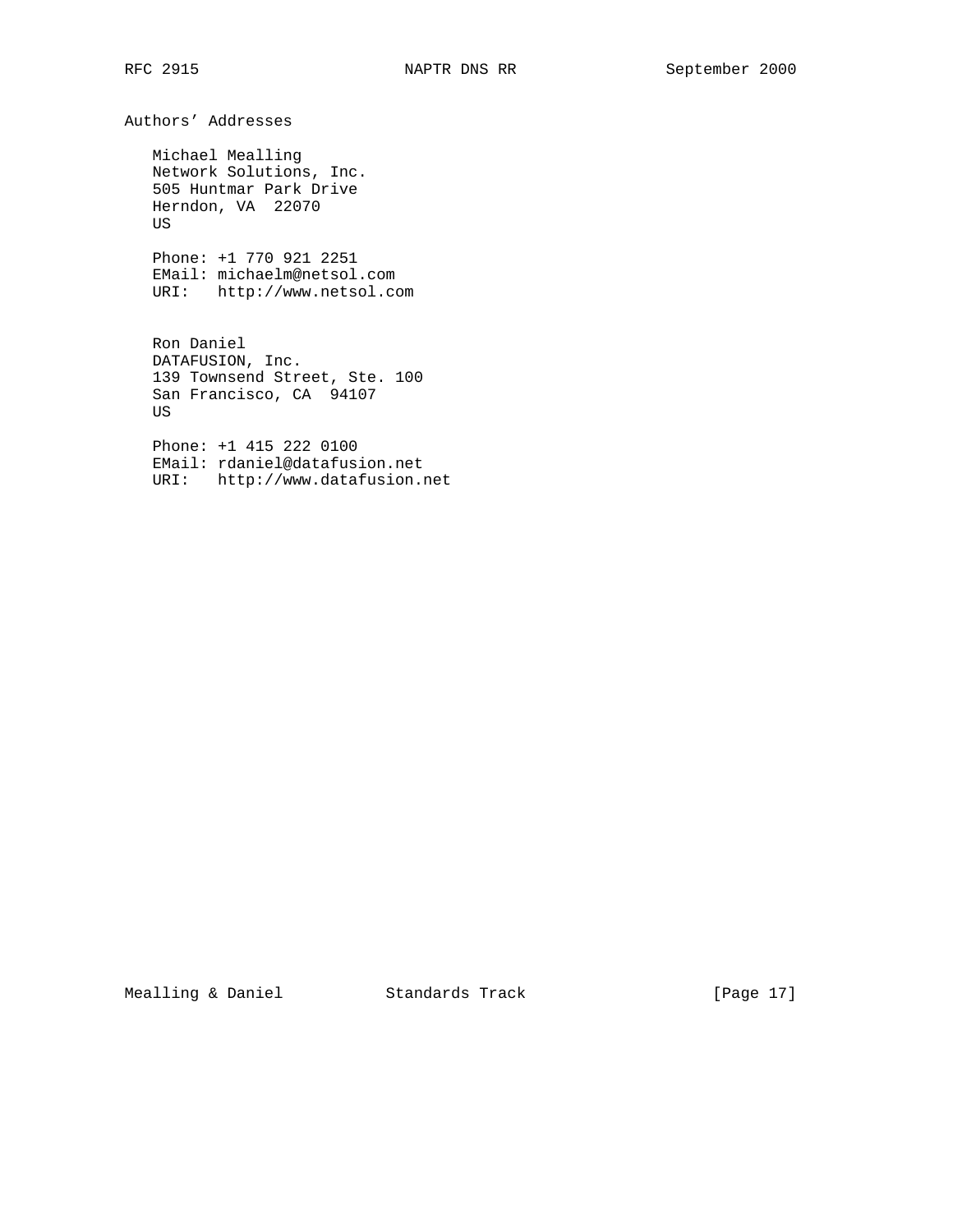## Authors' Addresses

Michael Mealling
Network Solutions, Inc.
505 Huntmar Park Drive
Herndon, VA  22070
US

Phone: +1 770 921 2251
EMail: michaelm@netsol.com
URI:   http://www.netsol.com

Ron Daniel
DATAFUSION, Inc.
139 Townsend Street, Ste. 100
San Francisco, CA  94107
US

Phone: +1 415 222 0100
EMail: rdaniel@datafusion.net
URI:   http://www.datafusion.net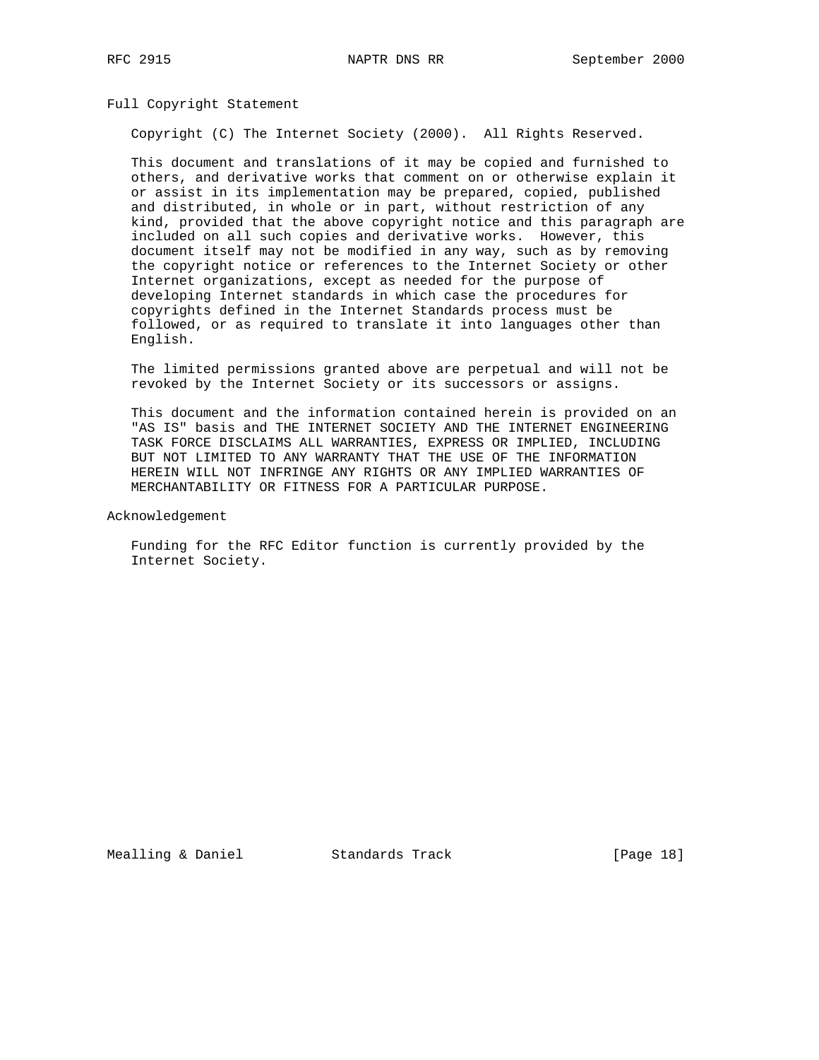## Full Copyright Statement

Copyright (C) The Internet Society (2000). All Rights Reserved.

This document and translations of it may be copied and furnished to others, and derivative works that comment on or otherwise explain it or assist in its implementation may be prepared, copied, published and distributed, in whole or in part, without restriction of any kind, provided that the above copyright notice and this paragraph are included on all such copies and derivative works. However, this document itself may not be modified in any way, such as by removing the copyright notice or references to the Internet Society or other Internet organizations, except as needed for the purpose of developing Internet standards in which case the procedures for copyrights defined in the Internet Standards process must be followed, or as required to translate it into languages other than English.

The limited permissions granted above are perpetual and will not be revoked by the Internet Society or its successors or assigns.

This document and the information contained herein is provided on an "AS IS" basis and THE INTERNET SOCIETY AND THE INTERNET ENGINEERING TASK FORCE DISCLAIMS ALL WARRANTIES, EXPRESS OR IMPLIED, INCLUDING BUT NOT LIMITED TO ANY WARRANTY THAT THE USE OF THE INFORMATION HEREIN WILL NOT INFRINGE ANY RIGHTS OR ANY IMPLIED WARRANTIES OF MERCHANTABILITY OR FITNESS FOR A PARTICULAR PURPOSE.

## Acknowledgement

Funding for the RFC Editor function is currently provided by the Internet Society.